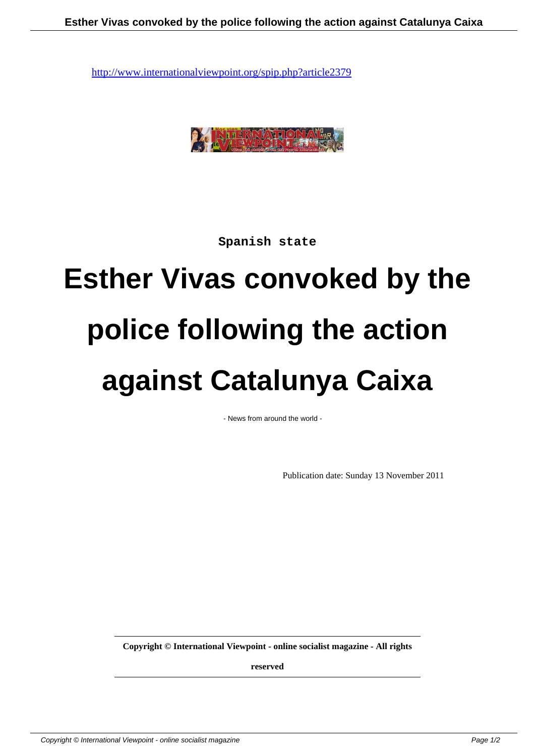http://www.internationalviewpoint.org/spip.php?article2379

Spanish state

# Esther Vivas convoked by the police following the action against Catalunya Caixa

- News from around the world -

Publication date: Sunday 13 November 2011

**Copyright © International Viewpoint - online socialist magazine - All rights reserved**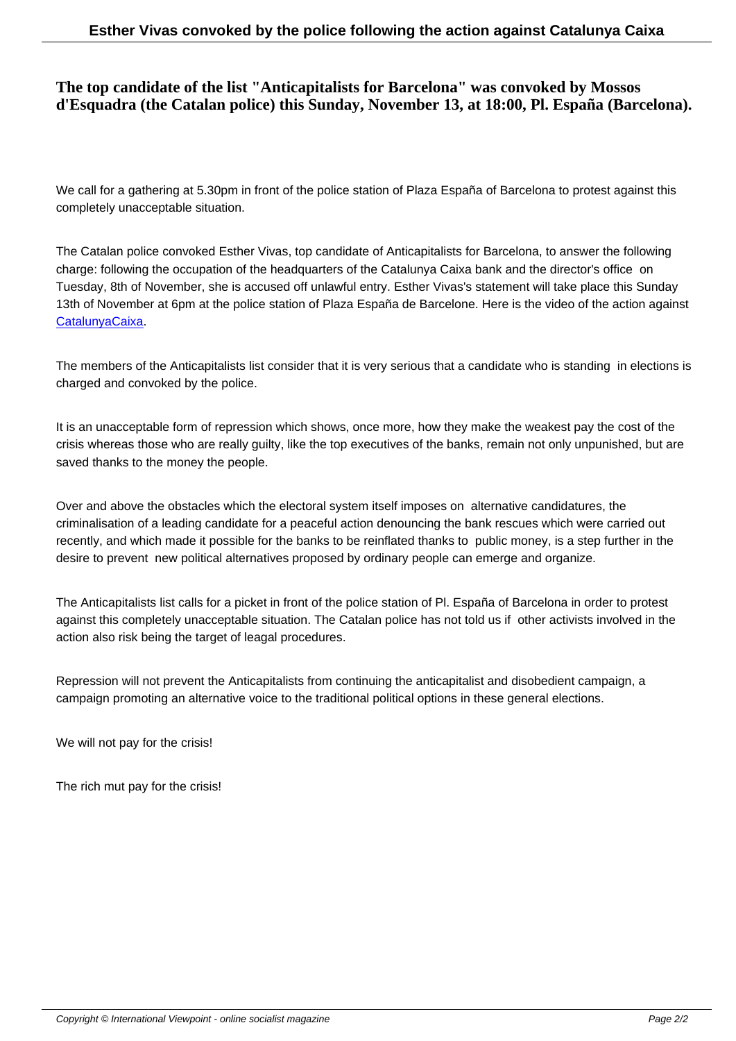**The top candidate of the list "Anticapitalists for Barcelona" was convoked by Mossos d'Esquadra (the Catalan police) this Sunday, November 13, at 18:00, Pl. España (Barcelona).**

We call for a gathering at 5.30pm in front of the police station of Plaza España of Barcelona to protest against this completely unacceptable situation.

The Catalan police convoked Esther Vivas, top candidate of Anticapitalists for Barcelona, to answer the following charge: following the occupation of the headquarters of the Catalunya Caixa bank and the director's office on Tuesday, 8th of November, she is accused off unlawful entry. Esther Vivas's statement will take place this Sunday 13th of November at 6pm at the police station of Plaza España de Barcelone. Here is the video of the action against CatalunyaCaixa.

The members of the Anticapitalists list consider that it is very serious that a candidate who is standing in elections is charged and convoked by the police.

It is an unacceptable form of repression which shows, once more, how they make the weakest pay the cost of the crisis whereas those who are really guilty, like the top executives of the banks, remain not only unpunished, but are saved thanks to the money the people.

Over and above the obstacles which the electoral system itself imposes on alternative candidatures, the criminalisation of a leading candidate for a peaceful action denouncing the bank rescues which were carried out recently, and which made it possible for the banks to be reinflated thanks to public money, is a step further in the desire to prevent new political alternatives proposed by ordinary people can emerge and organize.

The Anticapitalists list calls for a picket in front of the police station of Pl. España of Barcelona in order to protest against this completely unacceptable situation. The Catalan police has not told us if other activists involved in the action also risk being the target of leagal procedures.

Repression will not prevent the Anticapitalists from continuing the anticapitalist and disobedient campaign, a campaign promoting an alternative voice to the traditional political options in these general elections.

We will not pay for the crisis!

The rich mut pay for the crisis!